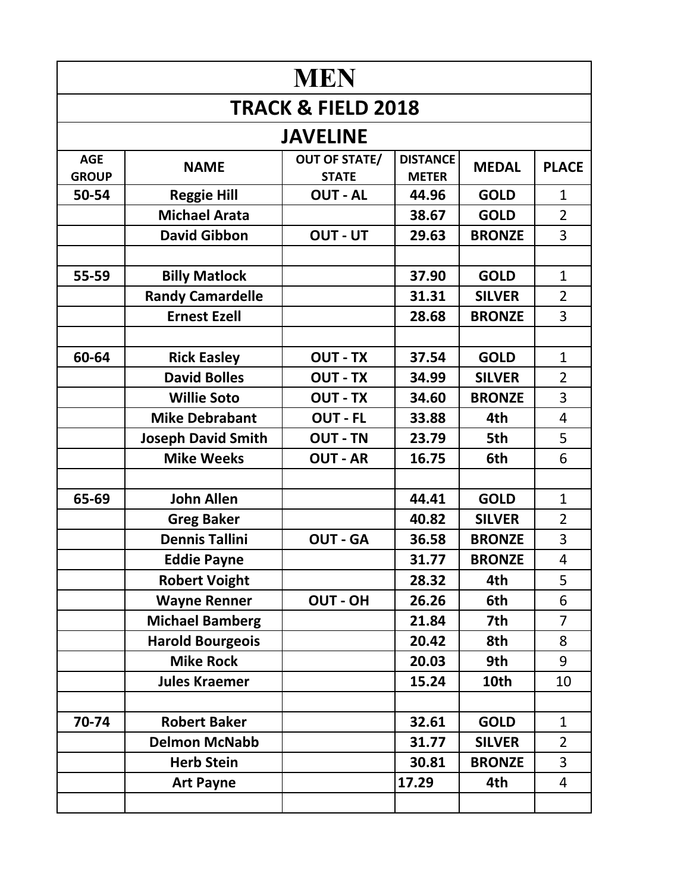# MEN

## TRACK & FIELD 2018

## JAVELINE

| AGE GROUP | NAME | OUT OF STATE/ STATE | DISTANCE METER | MEDAL | PLACE |
|---|---|---|---|---|---|
| 50-54 | Reggie Hill | OUT - AL | 44.96 | GOLD | 1 |
| | Michael Arata | | 38.67 | GOLD | 2 |
| | David Gibbon | OUT - UT | 29.63 | BRONZE | 3 |
| | | | | | |
| 55-59 | Billy Matlock | | 37.90 | GOLD | 1 |
| | Randy Camardelle | | 31.31 | SILVER | 2 |
| | Ernest Ezell | | 28.68 | BRONZE | 3 |
| | | | | | |
| 60-64 | Rick Easley | OUT - TX | 37.54 | GOLD | 1 |
| | David Bolles | OUT - TX | 34.99 | SILVER | 2 |
| | Willie Soto | OUT - TX | 34.60 | BRONZE | 3 |
| | Mike Debrabant | OUT - FL | 33.88 | 4th | 4 |
| | Joseph David Smith | OUT - TN | 23.79 | 5th | 5 |
| | Mike Weeks | OUT - AR | 16.75 | 6th | 6 |
| | | | | | |
| 65-69 | John Allen | | 44.41 | GOLD | 1 |
| | Greg Baker | | 40.82 | SILVER | 2 |
| | Dennis Tallini | OUT - GA | 36.58 | BRONZE | 3 |
| | Eddie Payne | | 31.77 | BRONZE | 4 |
| | Robert Voight | | 28.32 | 4th | 5 |
| | Wayne Renner | OUT - OH | 26.26 | 6th | 6 |
| | Michael Bamberg | | 21.84 | 7th | 7 |
| | Harold Bourgeois | | 20.42 | 8th | 8 |
| | Mike Rock | | 20.03 | 9th | 9 |
| | Jules Kraemer | | 15.24 | 10th | 10 |
| | | | | | |
| 70-74 | Robert Baker | | 32.61 | GOLD | 1 |
| | Delmon McNabb | | 31.77 | SILVER | 2 |
| | Herb Stein | | 30.81 | BRONZE | 3 |
| | Art Payne | | 17.29 | 4th | 4 |
| | | | | | |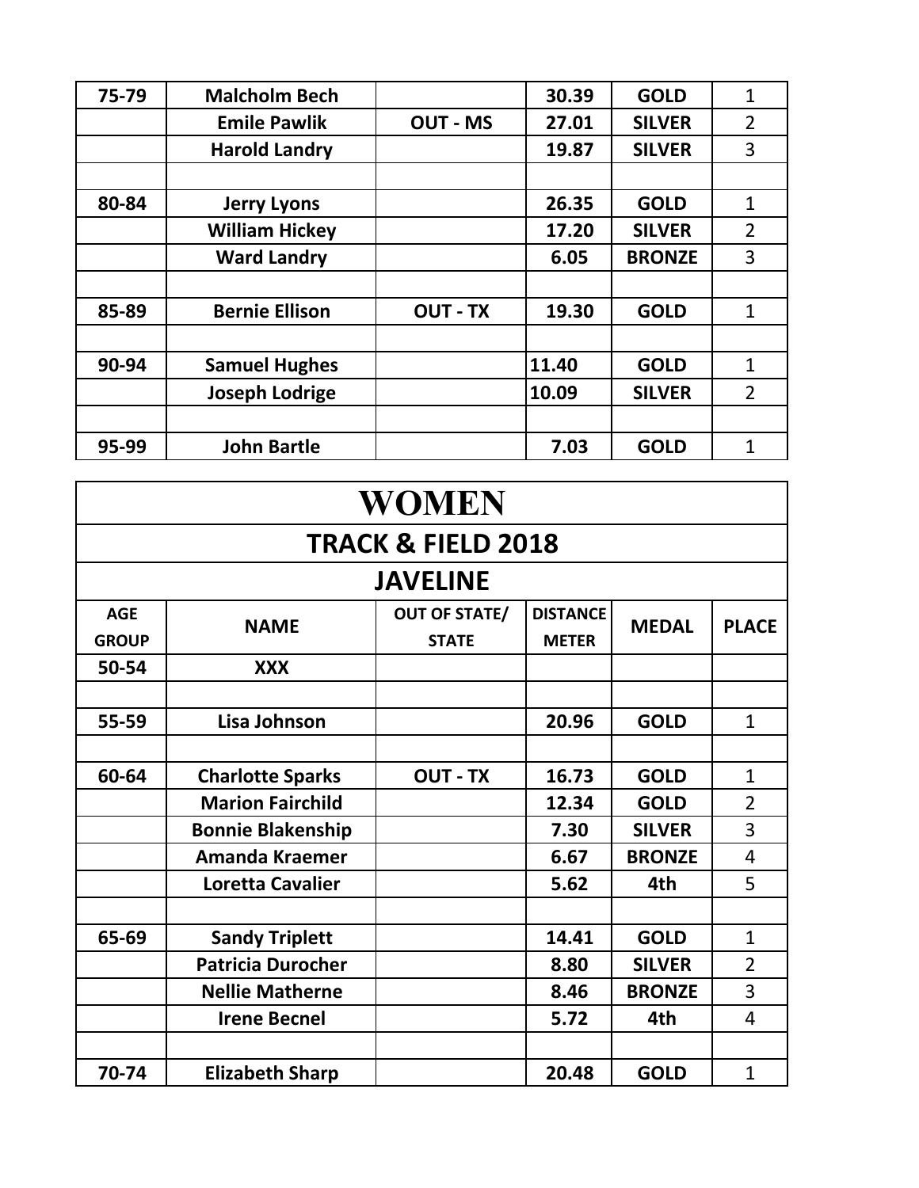| 75-79 | Malcholm Bech | | 30.39 | GOLD | 1 |
|---|---|---|---|---|---|
| | Emile Pawlik | OUT - MS | 27.01 | SILVER | 2 |
| | Harold Landry | | 19.87 | SILVER | 3 |
| | | | | | |
| 80-84 | Jerry Lyons | | 26.35 | GOLD | 1 |
| | William Hickey | | 17.20 | SILVER | 2 |
| | Ward Landry | | 6.05 | BRONZE | 3 |
| | | | | | |
| 85-89 | Bernie Ellison | OUT - TX | 19.30 | GOLD | 1 |
| | | | | | |
| 90-94 | Samuel Hughes | | 11.40 | GOLD | 1 |
| | Joseph Lodrige | | 10.09 | SILVER | 2 |
| | | | | | |
| 95-99 | John Bartle | | 7.03 | GOLD | 1 |

# WOMEN

## TRACK & FIELD 2018

## JAVELINE

| AGE GROUP | NAME | OUT OF STATE/ STATE | DISTANCE METER | MEDAL | PLACE |
|---|---|---|---|---|---|
| 50-54 | XXX | | | | |
| | | | | | |
| 55-59 | Lisa Johnson | | 20.96 | GOLD | 1 |
| | | | | | |
| 60-64 | Charlotte Sparks | OUT - TX | 16.73 | GOLD | 1 |
| | Marion Fairchild | | 12.34 | GOLD | 2 |
| | Bonnie Blakenship | | 7.30 | SILVER | 3 |
| | Amanda Kraemer | | 6.67 | BRONZE | 4 |
| | Loretta Cavalier | | 5.62 | 4th | 5 |
| | | | | | |
| 65-69 | Sandy Triplett | | 14.41 | GOLD | 1 |
| | Patricia Durocher | | 8.80 | SILVER | 2 |
| | Nellie Matherne | | 8.46 | BRONZE | 3 |
| | Irene Becnel | | 5.72 | 4th | 4 |
| | | | | | |
| 70-74 | Elizabeth Sharp | | 20.48 | GOLD | 1 |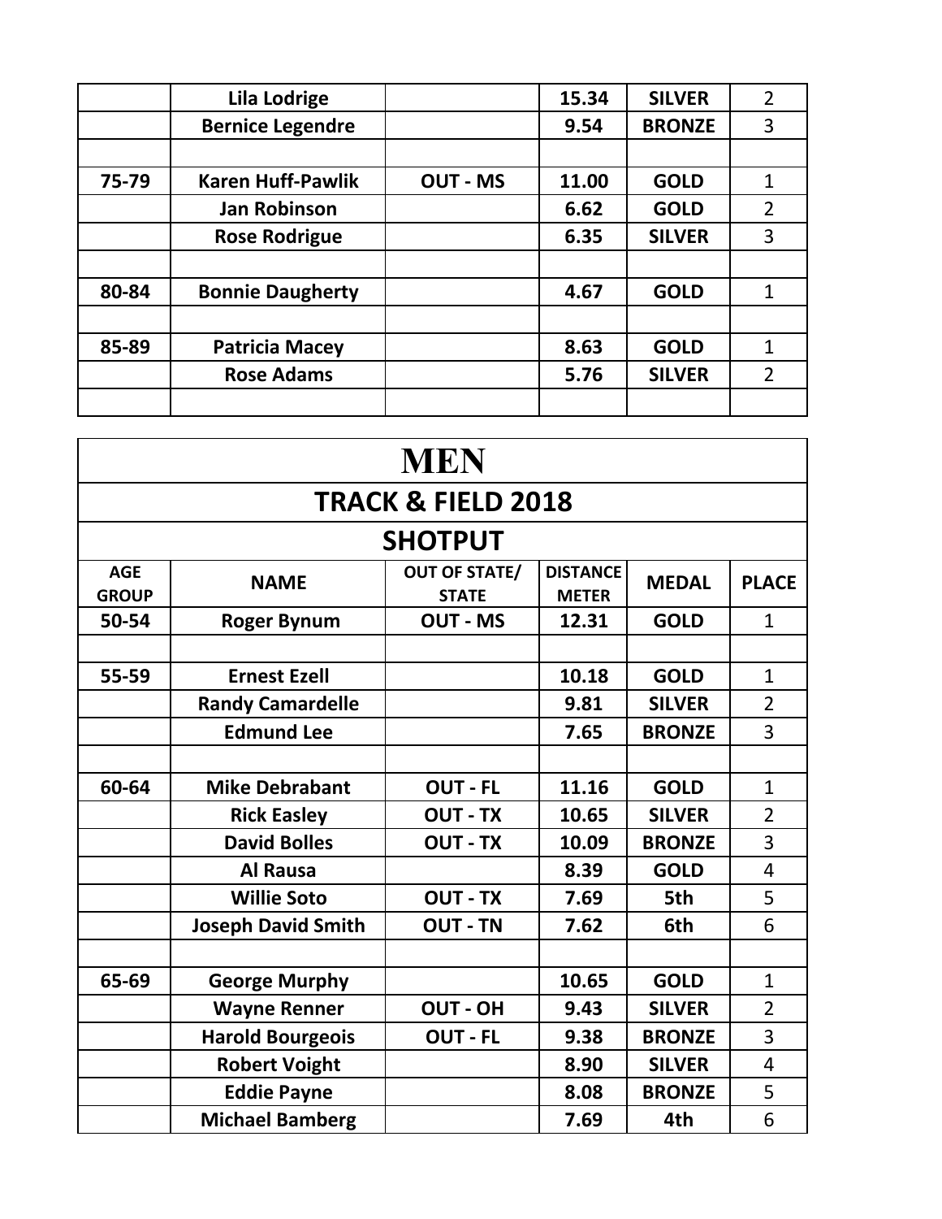| | | | | | |
|---|---|---|---|---|---|
| | **Lila Lodrige** | | **15.34** | **SILVER** | 2 |
| | **Bernice Legendre** | | **9.54** | **BRONZE** | 3 |
| | | | | | |
| **75-79** | **Karen Huff-Pawlik** | **OUT - MS** | **11.00** | **GOLD** | 1 |
| | **Jan Robinson** | | **6.62** | **GOLD** | 2 |
| | **Rose Rodrigue** | | **6.35** | **SILVER** | 3 |
| | | | | | |
| **80-84** | **Bonnie Daugherty** | | **4.67** | **GOLD** | 1 |
| | | | | | |
| **85-89** | **Patricia Macey** | | **8.63** | **GOLD** | 1 |
| | **Rose Adams** | | **5.76** | **SILVER** | 2 |
| | | | | | |

# MEN

## TRACK & FIELD 2018

### SHOTPUT

| AGE GROUP | NAME | OUT OF STATE/ STATE | DISTANCE METER | MEDAL | PLACE |
|---|---|---|---|---|---|
| **50-54** | **Roger Bynum** | **OUT - MS** | **12.31** | **GOLD** | 1 |
| | | | | | |
| **55-59** | **Ernest Ezell** | | **10.18** | **GOLD** | 1 |
| | **Randy Camardelle** | | **9.81** | **SILVER** | 2 |
| | **Edmund Lee** | | **7.65** | **BRONZE** | 3 |
| | | | | | |
| **60-64** | **Mike Debrabant** | **OUT - FL** | **11.16** | **GOLD** | 1 |
| | **Rick Easley** | **OUT - TX** | **10.65** | **SILVER** | 2 |
| | **David Bolles** | **OUT - TX** | **10.09** | **BRONZE** | 3 |
| | **Al Rausa** | | **8.39** | **GOLD** | 4 |
| | **Willie Soto** | **OUT - TX** | **7.69** | **5th** | 5 |
| | **Joseph David Smith** | **OUT - TN** | **7.62** | **6th** | 6 |
| | | | | | |
| **65-69** | **George Murphy** | | **10.65** | **GOLD** | 1 |
| | **Wayne Renner** | **OUT - OH** | **9.43** | **SILVER** | 2 |
| | **Harold Bourgeois** | **OUT - FL** | **9.38** | **BRONZE** | 3 |
| | **Robert Voight** | | **8.90** | **SILVER** | 4 |
| | **Eddie Payne** | | **8.08** | **BRONZE** | 5 |
| | **Michael Bamberg** | | **7.69** | **4th** | 6 |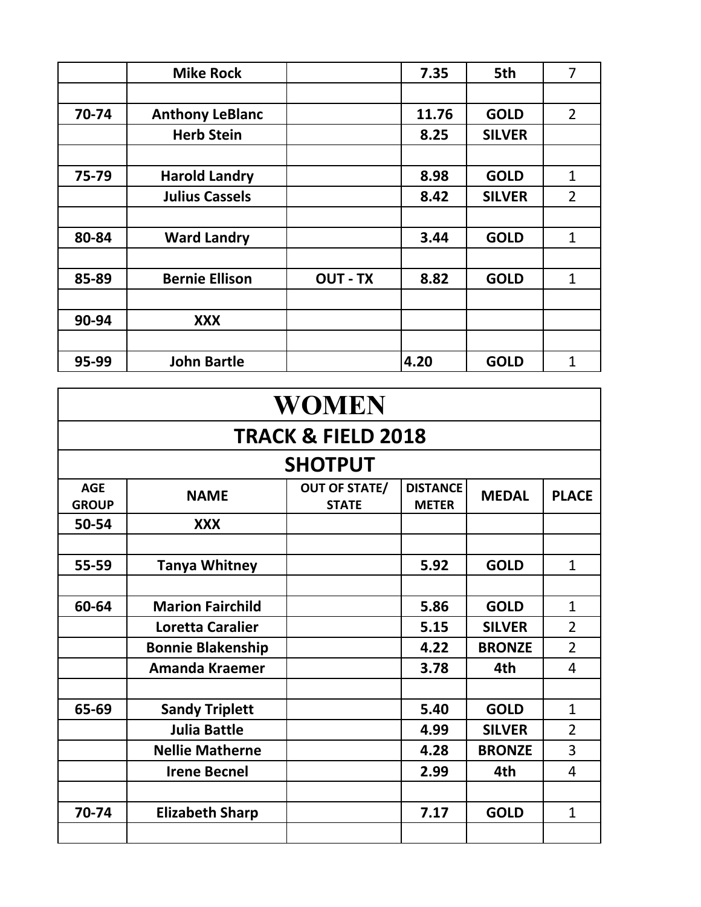| | | | | | |
|---|---|---|---|---|---|
| | **Mike Rock** | | **7.35** | **5th** | 7 |
| | | | | | |
| **70-74** | **Anthony LeBlanc** | | **11.76** | **GOLD** | 2 |
| | **Herb Stein** | | **8.25** | **SILVER** | |
| | | | | | |
| **75-79** | **Harold Landry** | | **8.98** | **GOLD** | 1 |
| | **Julius Cassels** | | **8.42** | **SILVER** | 2 |
| | | | | | |
| **80-84** | **Ward Landry** | | **3.44** | **GOLD** | 1 |
| | | | | | |
| **85-89** | **Bernie Ellison** | **OUT - TX** | **8.82** | **GOLD** | 1 |
| | | | | | |
| **90-94** | **XXX** | | | | |
| | | | | | |
| **95-99** | **John Bartle** | | **4.20** | **GOLD** | 1 |

# WOMEN

## TRACK & FIELD 2018

### SHOTPUT

| AGE GROUP | NAME | OUT OF STATE/ STATE | DISTANCE METER | MEDAL | PLACE |
|---|---|---|---|---|---|
| **50-54** | **XXX** | | | | |
| | | | | | |
| **55-59** | **Tanya Whitney** | | **5.92** | **GOLD** | 1 |
| | | | | | |
| **60-64** | **Marion Fairchild** | | **5.86** | **GOLD** | 1 |
| | **Loretta Caralier** | | **5.15** | **SILVER** | 2 |
| | **Bonnie Blakenship** | | **4.22** | **BRONZE** | 2 |
| | **Amanda Kraemer** | | **3.78** | **4th** | 4 |
| | | | | | |
| **65-69** | **Sandy Triplett** | | **5.40** | **GOLD** | 1 |
| | **Julia Battle** | | **4.99** | **SILVER** | 2 |
| | **Nellie Matherne** | | **4.28** | **BRONZE** | 3 |
| | **Irene Becnel** | | **2.99** | **4th** | 4 |
| | | | | | |
| **70-74** | **Elizabeth Sharp** | | **7.17** | **GOLD** | 1 |
| | | | | | |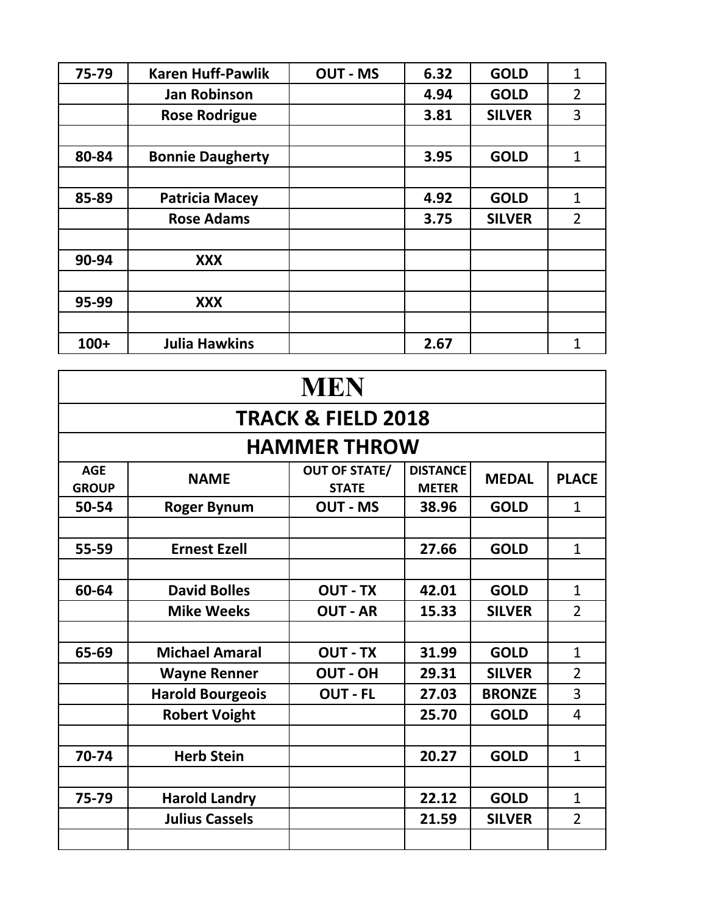| 75-79 | Karen Huff-Pawlik | OUT - MS | 6.32 | GOLD | 1 |
|---|---|---|---|---|---|
| | Jan Robinson | | 4.94 | GOLD | 2 |
| | Rose Rodrigue | | 3.81 | SILVER | 3 |
| | | | | | |
| 80-84 | Bonnie Daugherty | | 3.95 | GOLD | 1 |
| | | | | | |
| 85-89 | Patricia Macey | | 4.92 | GOLD | 1 |
| | Rose Adams | | 3.75 | SILVER | 2 |
| | | | | | |
| 90-94 | XXX | | | | |
| | | | | | |
| 95-99 | XXX | | | | |
| | | | | | |
| 100+ | Julia Hawkins | | 2.67 | | 1 |

# MEN

## TRACK & FIELD 2018

## HAMMER THROW

| AGE GROUP | NAME | OUT OF STATE/ STATE | DISTANCE METER | MEDAL | PLACE |
|---|---|---|---|---|---|
| 50-54 | Roger Bynum | OUT - MS | 38.96 | GOLD | 1 |
| | | | | | |
| 55-59 | Ernest Ezell | | 27.66 | GOLD | 1 |
| | | | | | |
| 60-64 | David Bolles | OUT - TX | 42.01 | GOLD | 1 |
| | Mike Weeks | OUT - AR | 15.33 | SILVER | 2 |
| | | | | | |
| 65-69 | Michael Amaral | OUT - TX | 31.99 | GOLD | 1 |
| | Wayne Renner | OUT - OH | 29.31 | SILVER | 2 |
| | Harold Bourgeois | OUT - FL | 27.03 | BRONZE | 3 |
| | Robert Voight | | 25.70 | GOLD | 4 |
| | | | | | |
| 70-74 | Herb Stein | | 20.27 | GOLD | 1 |
| | | | | | |
| 75-79 | Harold Landry | | 22.12 | GOLD | 1 |
| | Julius Cassels | | 21.59 | SILVER | 2 |
| | | | | | |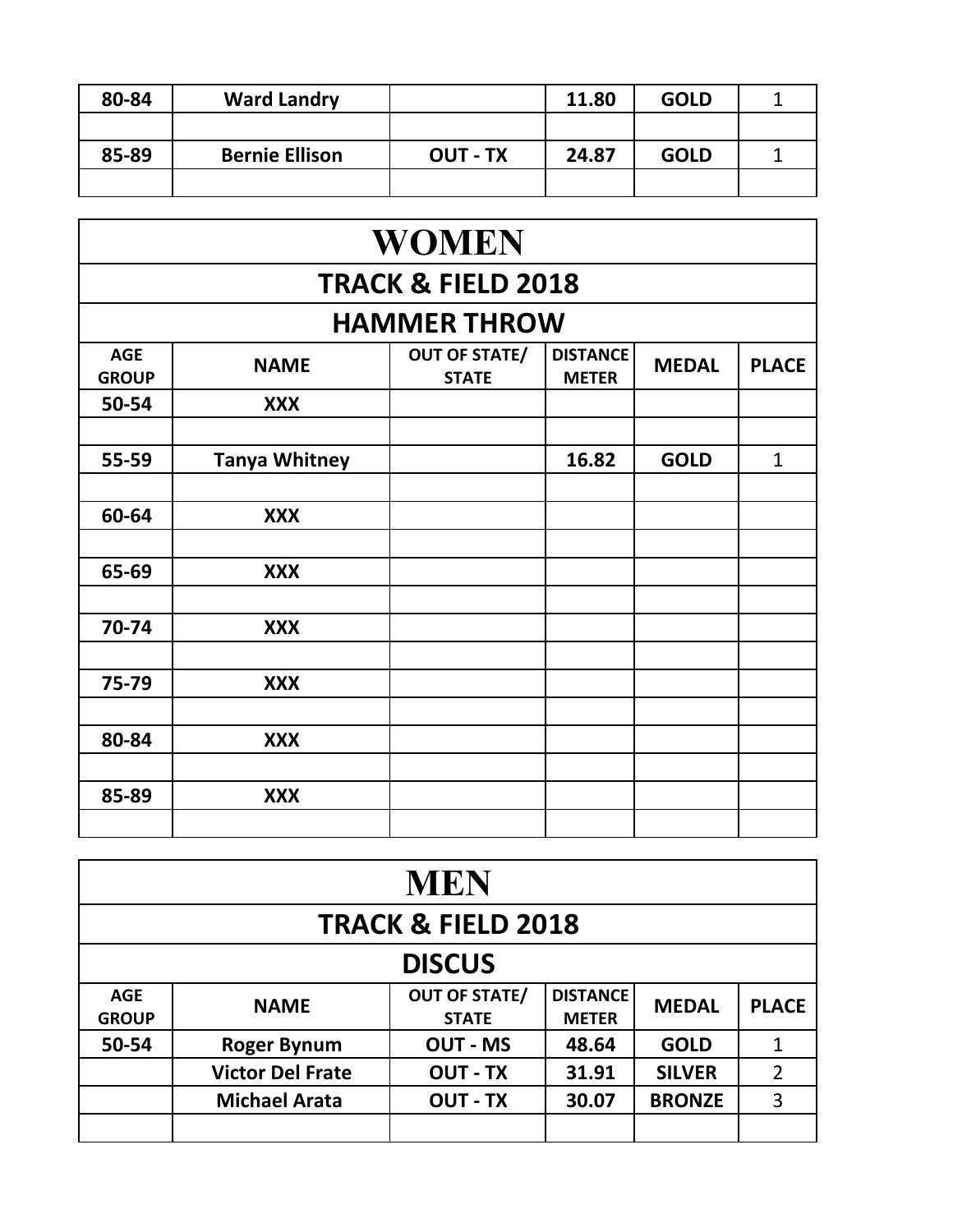| | | | | | |
|---|---|---|---|---|---|
| 80-84 | Ward Landry | | 11.80 | GOLD | 1 |
| | | | | | |
| 85-89 | Bernie Ellison | OUT - TX | 24.87 | GOLD | 1 |
| | | | | | |

# WOMEN

## TRACK & FIELD 2018

### HAMMER THROW

| AGE GROUP | NAME | OUT OF STATE/ STATE | DISTANCE METER | MEDAL | PLACE |
|---|---|---|---|---|---|
| 50-54 | XXX | | | | |
| | | | | | |
| 55-59 | Tanya Whitney | | 16.82 | GOLD | 1 |
| | | | | | |
| 60-64 | XXX | | | | |
| | | | | | |
| 65-69 | XXX | | | | |
| | | | | | |
| 70-74 | XXX | | | | |
| | | | | | |
| 75-79 | XXX | | | | |
| | | | | | |
| 80-84 | XXX | | | | |
| | | | | | |
| 85-89 | XXX | | | | |
| | | | | | |

# MEN

## TRACK & FIELD 2018

### DISCUS

| AGE GROUP | NAME | OUT OF STATE/ STATE | DISTANCE METER | MEDAL | PLACE |
|---|---|---|---|---|---|
| 50-54 | Roger Bynum | OUT - MS | 48.64 | GOLD | 1 |
| | Victor Del Frate | OUT - TX | 31.91 | SILVER | 2 |
| | Michael Arata | OUT - TX | 30.07 | BRONZE | 3 |
| | | | | | |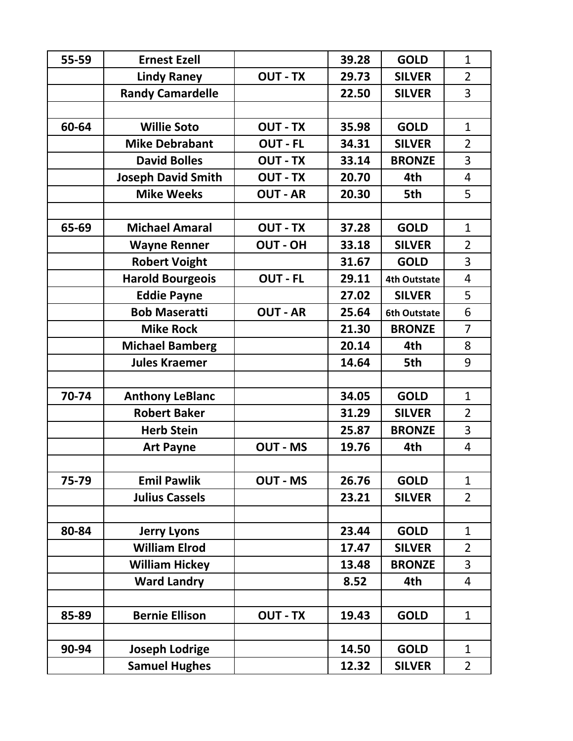| 55-59 | Ernest Ezell | | 39.28 | GOLD | 1 |
|---|---|---|---|---|---|
| | Lindy Raney | OUT - TX | 29.73 | SILVER | 2 |
| | Randy Camardelle | | 22.50 | SILVER | 3 |
| | | | | | |
| 60-64 | Willie Soto | OUT - TX | 35.98 | GOLD | 1 |
| | Mike Debrabant | OUT - FL | 34.31 | SILVER | 2 |
| | David Bolles | OUT - TX | 33.14 | BRONZE | 3 |
| | Joseph David Smith | OUT - TX | 20.70 | 4th | 4 |
| | Mike Weeks | OUT - AR | 20.30 | 5th | 5 |
| | | | | | |
| 65-69 | Michael Amaral | OUT - TX | 37.28 | GOLD | 1 |
| | Wayne Renner | OUT - OH | 33.18 | SILVER | 2 |
| | Robert Voight | | 31.67 | GOLD | 3 |
| | Harold Bourgeois | OUT - FL | 29.11 | 4th Outstate | 4 |
| | Eddie Payne | | 27.02 | SILVER | 5 |
| | Bob Maseratti | OUT - AR | 25.64 | 6th Outstate | 6 |
| | Mike Rock | | 21.30 | BRONZE | 7 |
| | Michael Bamberg | | 20.14 | 4th | 8 |
| | Jules Kraemer | | 14.64 | 5th | 9 |
| | | | | | |
| 70-74 | Anthony LeBlanc | | 34.05 | GOLD | 1 |
| | Robert Baker | | 31.29 | SILVER | 2 |
| | Herb Stein | | 25.87 | BRONZE | 3 |
| | Art Payne | OUT - MS | 19.76 | 4th | 4 |
| | | | | | |
| 75-79 | Emil Pawlik | OUT - MS | 26.76 | GOLD | 1 |
| | Julius Cassels | | 23.21 | SILVER | 2 |
| | | | | | |
| 80-84 | Jerry Lyons | | 23.44 | GOLD | 1 |
| | William Elrod | | 17.47 | SILVER | 2 |
| | William Hickey | | 13.48 | BRONZE | 3 |
| | Ward Landry | | 8.52 | 4th | 4 |
| | | | | | |
| 85-89 | Bernie Ellison | OUT - TX | 19.43 | GOLD | 1 |
| | | | | | |
| 90-94 | Joseph Lodrige | | 14.50 | GOLD | 1 |
| | Samuel Hughes | | 12.32 | SILVER | 2 |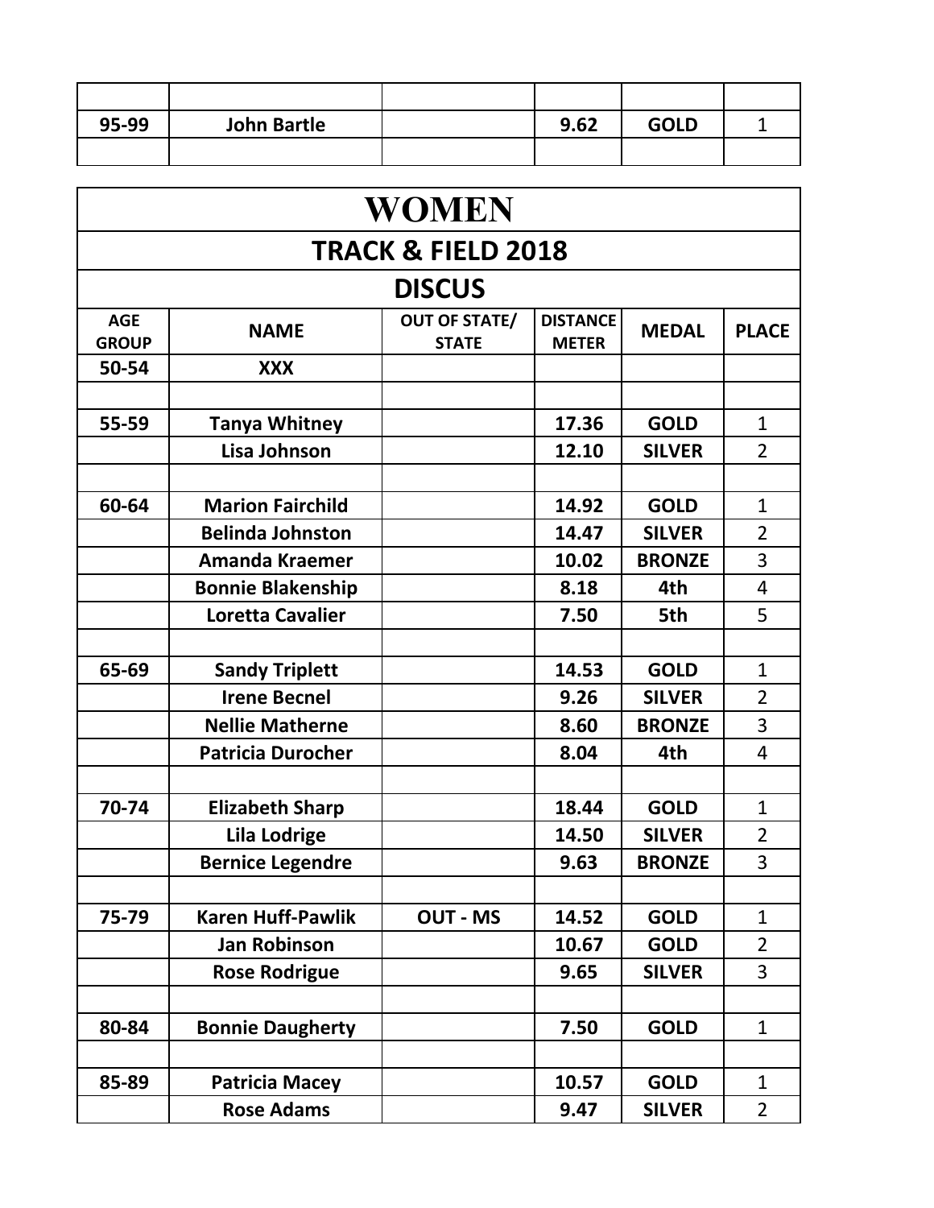| | | | | | |
|---|---|---|---|---|---|
| | | | | | |
| 95-99 | John Bartle | | 9.62 | GOLD | 1 |
| | | | | | |

# WOMEN

## TRACK & FIELD 2018

## DISCUS

| AGE GROUP | NAME | OUT OF STATE/ STATE | DISTANCE METER | MEDAL | PLACE |
|---|---|---|---|---|---|
| 50-54 | XXX | | | | |
| | | | | | |
| 55-59 | Tanya Whitney | | 17.36 | GOLD | 1 |
| | Lisa Johnson | | 12.10 | SILVER | 2 |
| | | | | | |
| 60-64 | Marion Fairchild | | 14.92 | GOLD | 1 |
| | Belinda Johnston | | 14.47 | SILVER | 2 |
| | Amanda Kraemer | | 10.02 | BRONZE | 3 |
| | Bonnie Blakenship | | 8.18 | 4th | 4 |
| | Loretta Cavalier | | 7.50 | 5th | 5 |
| | | | | | |
| 65-69 | Sandy Triplett | | 14.53 | GOLD | 1 |
| | Irene Becnel | | 9.26 | SILVER | 2 |
| | Nellie Matherne | | 8.60 | BRONZE | 3 |
| | Patricia Durocher | | 8.04 | 4th | 4 |
| | | | | | |
| 70-74 | Elizabeth Sharp | | 18.44 | GOLD | 1 |
| | Lila Lodrige | | 14.50 | SILVER | 2 |
| | Bernice Legendre | | 9.63 | BRONZE | 3 |
| | | | | | |
| 75-79 | Karen Huff-Pawlik | OUT - MS | 14.52 | GOLD | 1 |
| | Jan Robinson | | 10.67 | GOLD | 2 |
| | Rose Rodrigue | | 9.65 | SILVER | 3 |
| | | | | | |
| 80-84 | Bonnie Daugherty | | 7.50 | GOLD | 1 |
| | | | | | |
| 85-89 | Patricia Macey | | 10.57 | GOLD | 1 |
| | Rose Adams | | 9.47 | SILVER | 2 |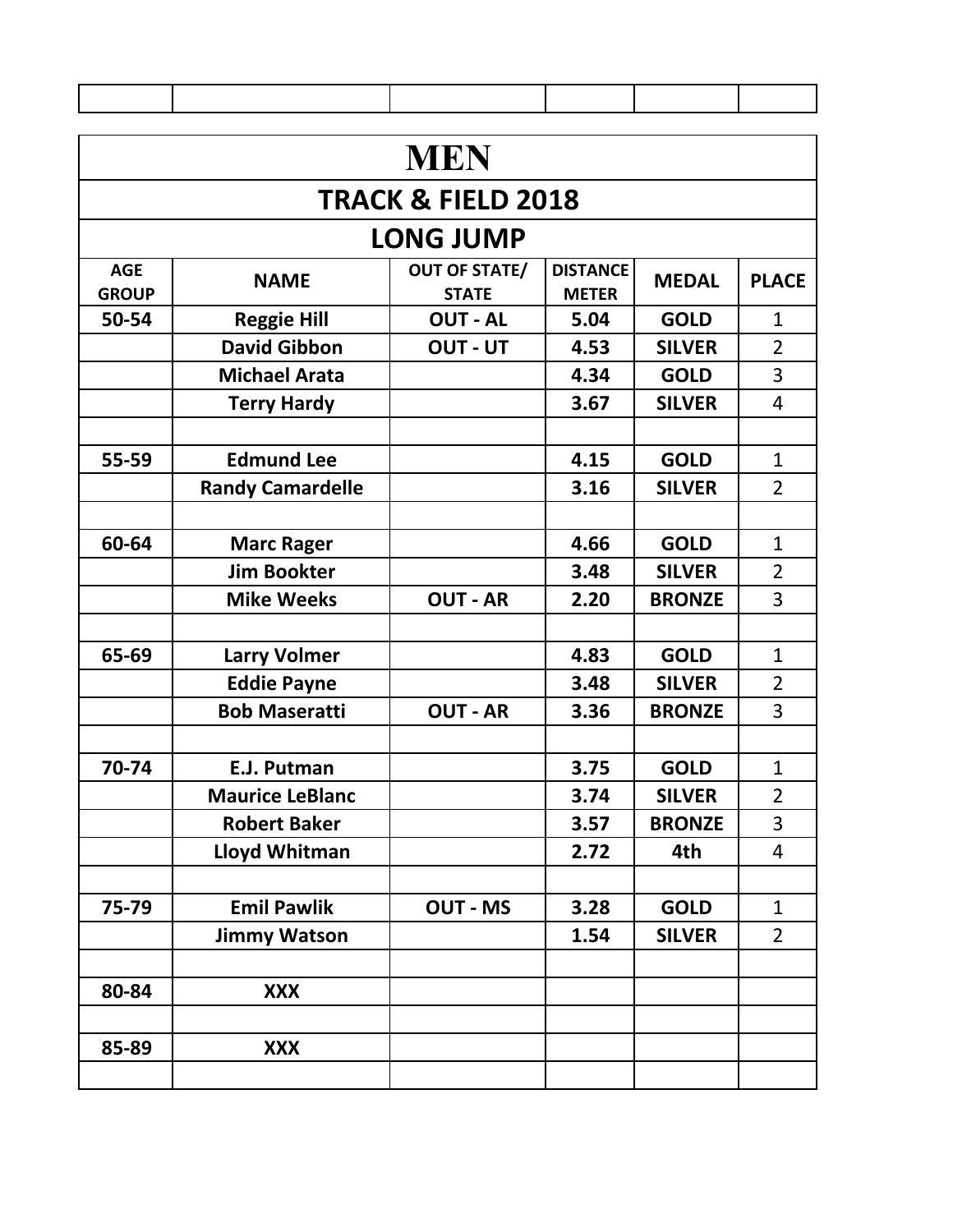# MEN

## TRACK & FIELD 2018

## LONG JUMP

| AGE GROUP | NAME | OUT OF STATE/ STATE | DISTANCE METER | MEDAL | PLACE |
|---|---|---|---|---|---|
| 50-54 | Reggie Hill | OUT - AL | 5.04 | GOLD | 1 |
| | David Gibbon | OUT - UT | 4.53 | SILVER | 2 |
| | Michael Arata | | 4.34 | GOLD | 3 |
| | Terry Hardy | | 3.67 | SILVER | 4 |
| | | | | | |
| 55-59 | Edmund Lee | | 4.15 | GOLD | 1 |
| | Randy Camardelle | | 3.16 | SILVER | 2 |
| | | | | | |
| 60-64 | Marc Rager | | 4.66 | GOLD | 1 |
| | Jim Bookter | | 3.48 | SILVER | 2 |
| | Mike Weeks | OUT - AR | 2.20 | BRONZE | 3 |
| | | | | | |
| 65-69 | Larry Volmer | | 4.83 | GOLD | 1 |
| | Eddie Payne | | 3.48 | SILVER | 2 |
| | Bob Maseratti | OUT - AR | 3.36 | BRONZE | 3 |
| | | | | | |
| 70-74 | E.J. Putman | | 3.75 | GOLD | 1 |
| | Maurice LeBlanc | | 3.74 | SILVER | 2 |
| | Robert Baker | | 3.57 | BRONZE | 3 |
| | Lloyd Whitman | | 2.72 | 4th | 4 |
| | | | | | |
| 75-79 | Emil Pawlik | OUT - MS | 3.28 | GOLD | 1 |
| | Jimmy Watson | | 1.54 | SILVER | 2 |
| | | | | | |
| 80-84 | XXX | | | | |
| | | | | | |
| 85-89 | XXX | | | | |
| | | | | | |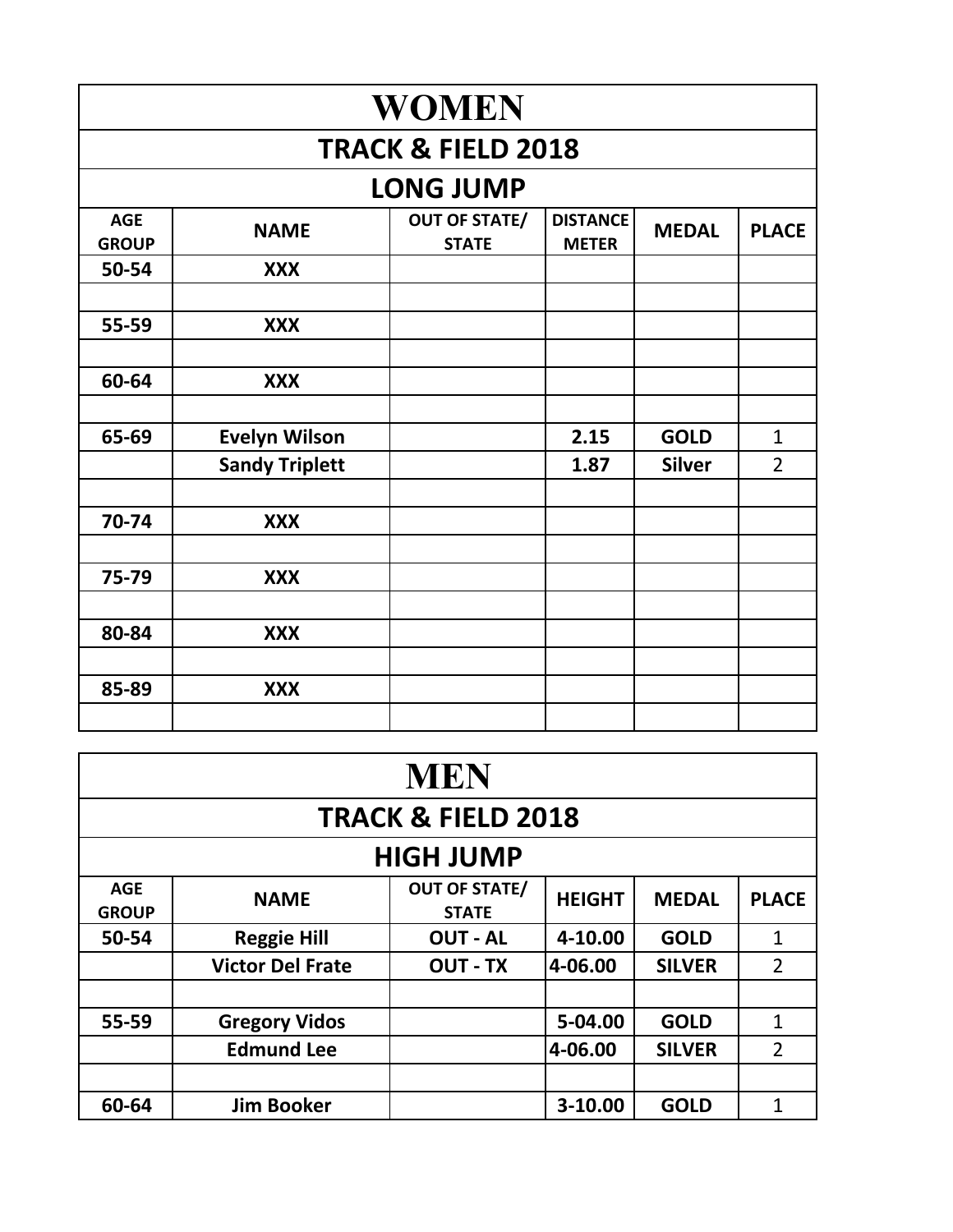# WOMEN

## TRACK & FIELD 2018

### LONG JUMP

| AGE GROUP | NAME | OUT OF STATE/ STATE | DISTANCE METER | MEDAL | PLACE |
|---|---|---|---|---|---|
| 50-54 | XXX | | | | |
| | | | | | |
| 55-59 | XXX | | | | |
| | | | | | |
| 60-64 | XXX | | | | |
| | | | | | |
| 65-69 | Evelyn Wilson | | 2.15 | GOLD | 1 |
| | Sandy Triplett | | 1.87 | Silver | 2 |
| | | | | | |
| 70-74 | XXX | | | | |
| | | | | | |
| 75-79 | XXX | | | | |
| | | | | | |
| 80-84 | XXX | | | | |
| | | | | | |
| 85-89 | XXX | | | | |
| | | | | | |

# MEN

## TRACK & FIELD 2018

### HIGH JUMP

| AGE GROUP | NAME | OUT OF STATE/ STATE | HEIGHT | MEDAL | PLACE |
|---|---|---|---|---|---|
| 50-54 | Reggie Hill | OUT - AL | 4-10.00 | GOLD | 1 |
| | Victor Del Frate | OUT - TX | 4-06.00 | SILVER | 2 |
| | | | | | |
| 55-59 | Gregory Vidos | | 5-04.00 | GOLD | 1 |
| | Edmund Lee | | 4-06.00 | SILVER | 2 |
| | | | | | |
| 60-64 | Jim Booker | | 3-10.00 | GOLD | 1 |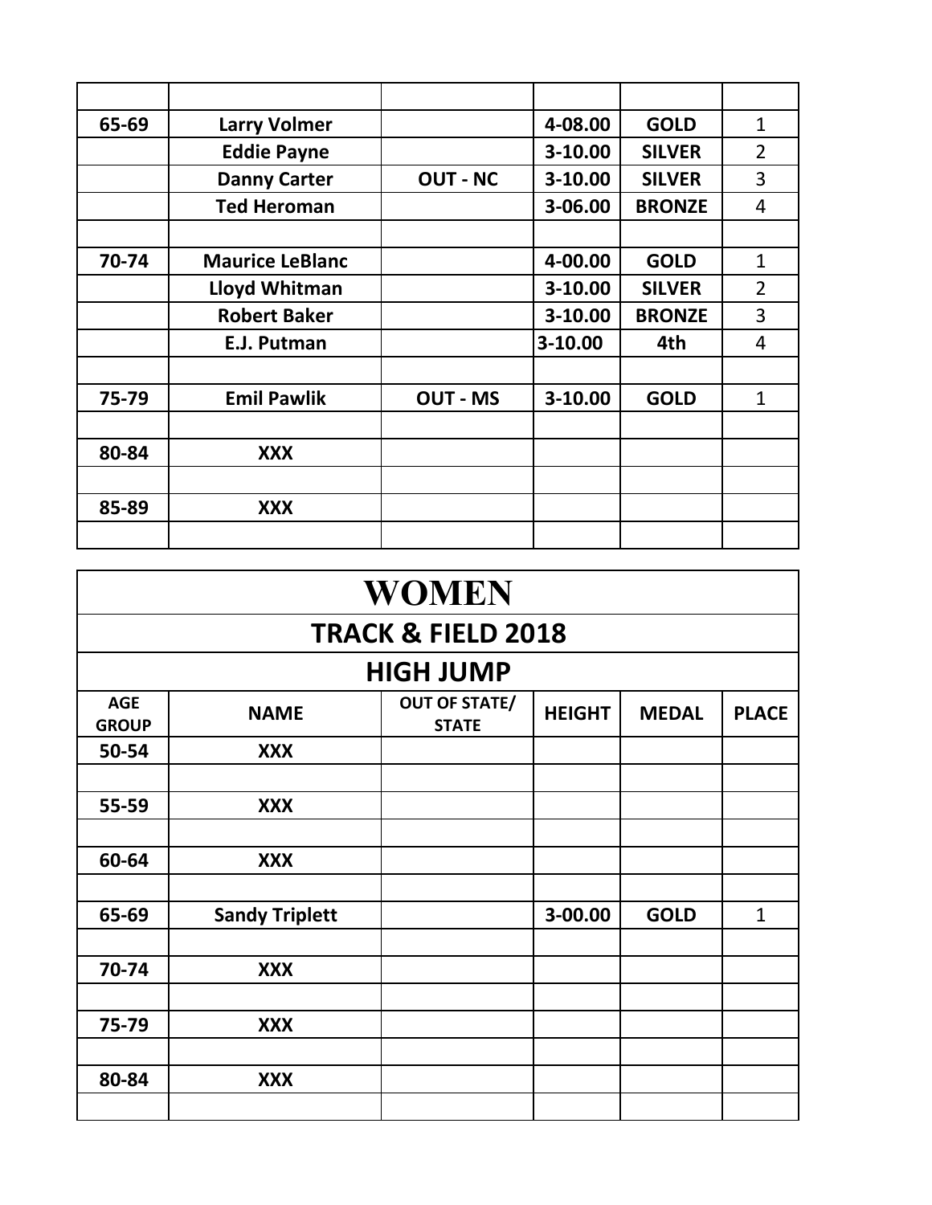| | | | | | |
|---|---|---|---|---|---|
| 65-69 | Larry Volmer | | 4-08.00 | GOLD | 1 |
| | Eddie Payne | | 3-10.00 | SILVER | 2 |
| | Danny Carter | OUT - NC | 3-10.00 | SILVER | 3 |
| | Ted Heroman | | 3-06.00 | BRONZE | 4 |
| | | | | | |
| 70-74 | Maurice LeBlanc | | 4-00.00 | GOLD | 1 |
| | Lloyd Whitman | | 3-10.00 | SILVER | 2 |
| | Robert Baker | | 3-10.00 | BRONZE | 3 |
| | E.J. Putman | | 3-10.00 | 4th | 4 |
| | | | | | |
| 75-79 | Emil Pawlik | OUT - MS | 3-10.00 | GOLD | 1 |
| | | | | | |
| 80-84 | XXX | | | | |
| | | | | | |
| 85-89 | XXX | | | | |
| | | | | | |

# WOMEN

## TRACK & FIELD 2018

## HIGH JUMP

| AGE GROUP | NAME | OUT OF STATE/ STATE | HEIGHT | MEDAL | PLACE |
|---|---|---|---|---|---|
| 50-54 | XXX | | | | |
| | | | | | |
| 55-59 | XXX | | | | |
| | | | | | |
| 60-64 | XXX | | | | |
| | | | | | |
| 65-69 | Sandy Triplett | | 3-00.00 | GOLD | 1 |
| | | | | | |
| 70-74 | XXX | | | | |
| | | | | | |
| 75-79 | XXX | | | | |
| | | | | | |
| 80-84 | XXX | | | | |
| | | | | | |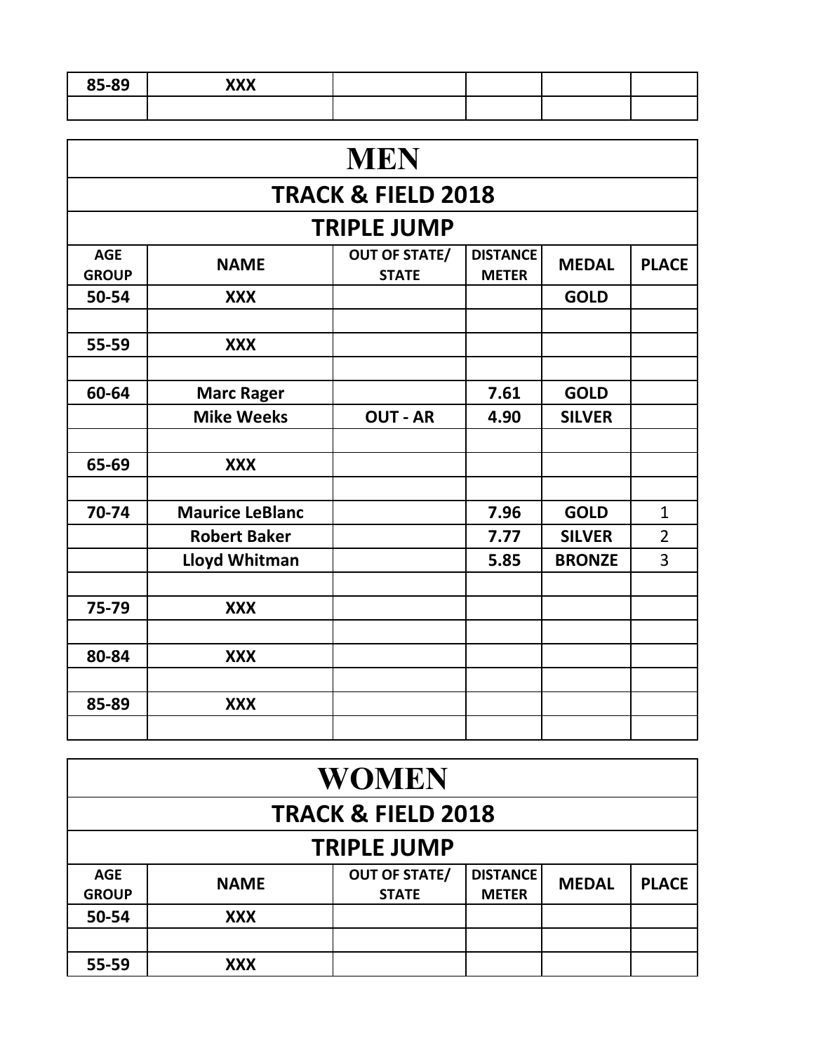| 85-89 | XXX | | | | |
|---|---|---|---|---|---|
| | | | | | |

# MEN

## TRACK & FIELD 2018

### TRIPLE JUMP

| AGE GROUP | NAME | OUT OF STATE/ STATE | DISTANCE METER | MEDAL | PLACE |
|---|---|---|---|---|---|
| 50-54 | XXX | | | GOLD | |
| | | | | | |
| 55-59 | XXX | | | | |
| | | | | | |
| 60-64 | Marc Rager | | 7.61 | GOLD | |
| | Mike Weeks | OUT - AR | 4.90 | SILVER | |
| | | | | | |
| 65-69 | XXX | | | | |
| | | | | | |
| 70-74 | Maurice LeBlanc | | 7.96 | GOLD | 1 |
| | Robert Baker | | 7.77 | SILVER | 2 |
| | Lloyd Whitman | | 5.85 | BRONZE | 3 |
| | | | | | |
| 75-79 | XXX | | | | |
| | | | | | |
| 80-84 | XXX | | | | |
| | | | | | |
| 85-89 | XXX | | | | |
| | | | | | |

# WOMEN

## TRACK & FIELD 2018

### TRIPLE JUMP

| AGE GROUP | NAME | OUT OF STATE/ STATE | DISTANCE METER | MEDAL | PLACE |
|---|---|---|---|---|---|
| 50-54 | XXX | | | | |
| | | | | | |
| 55-59 | XXX | | | | |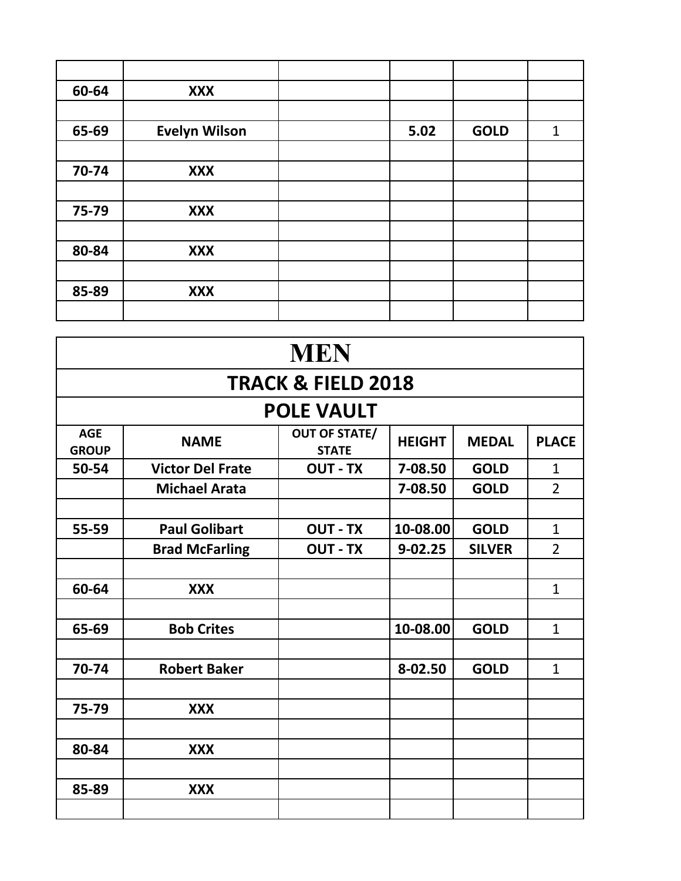| | | | | | |
|---|---|---|---|---|---|
| | | | | | |
| 60-64 | XXX | | | | |
| | | | | | |
| 65-69 | Evelyn Wilson | | 5.02 | GOLD | 1 |
| | | | | | |
| 70-74 | XXX | | | | |
| | | | | | |
| 75-79 | XXX | | | | |
| | | | | | |
| 80-84 | XXX | | | | |
| | | | | | |
| 85-89 | XXX | | | | |
| | | | | | |

# MEN

## TRACK & FIELD 2018

## POLE VAULT

| AGE GROUP | NAME | OUT OF STATE/ STATE | HEIGHT | MEDAL | PLACE |
|---|---|---|---|---|---|
| 50-54 | Victor Del Frate | OUT - TX | 7-08.50 | GOLD | 1 |
| | Michael Arata | | 7-08.50 | GOLD | 2 |
| | | | | | |
| 55-59 | Paul Golibart | OUT - TX | 10-08.00 | GOLD | 1 |
| | Brad McFarling | OUT - TX | 9-02.25 | SILVER | 2 |
| | | | | | |
| 60-64 | XXX | | | | 1 |
| | | | | | |
| 65-69 | Bob Crites | | 10-08.00 | GOLD | 1 |
| | | | | | |
| 70-74 | Robert Baker | | 8-02.50 | GOLD | 1 |
| | | | | | |
| 75-79 | XXX | | | | |
| | | | | | |
| 80-84 | XXX | | | | |
| | | | | | |
| 85-89 | XXX | | | | |
| | | | | | |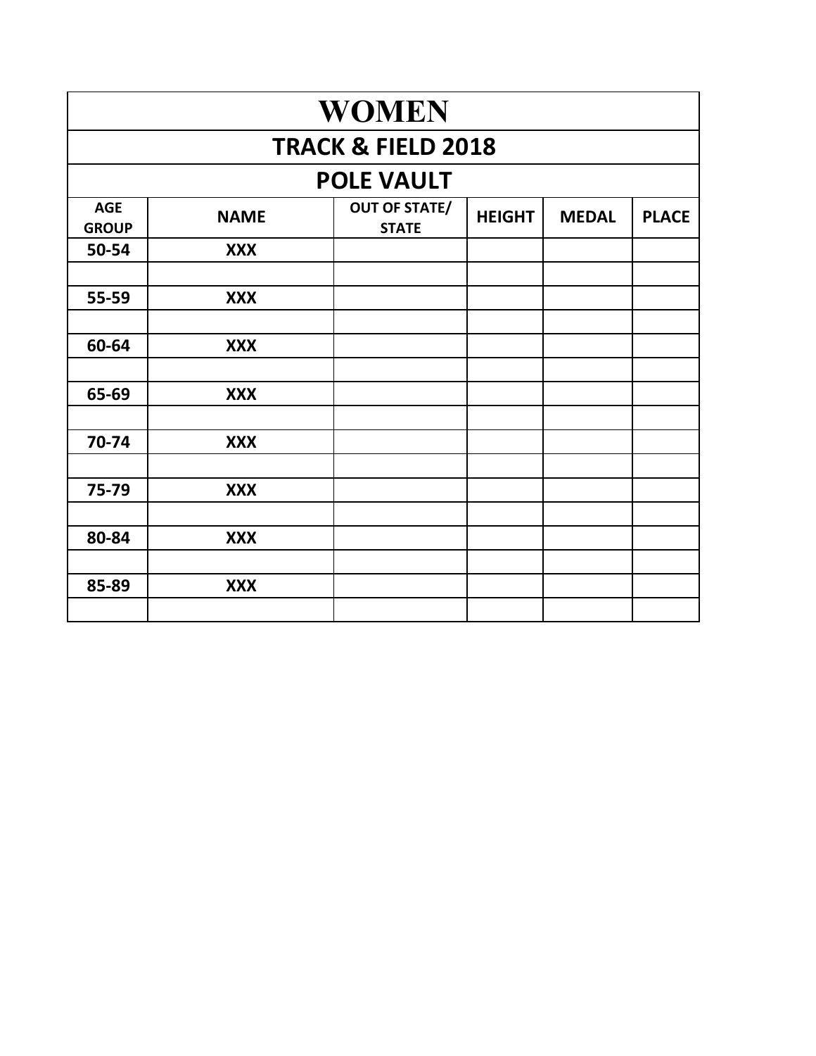# WOMEN

## TRACK & FIELD 2018

## POLE VAULT

| AGE GROUP | NAME | OUT OF STATE/ STATE | HEIGHT | MEDAL | PLACE |
|---|---|---|---|---|---|
| 50-54 | XXX | | | | |
| | | | | | |
| 55-59 | XXX | | | | |
| | | | | | |
| 60-64 | XXX | | | | |
| | | | | | |
| 65-69 | XXX | | | | |
| | | | | | |
| 70-74 | XXX | | | | |
| | | | | | |
| 75-79 | XXX | | | | |
| | | | | | |
| 80-84 | XXX | | | | |
| | | | | | |
| 85-89 | XXX | | | | |
| | | | | | |